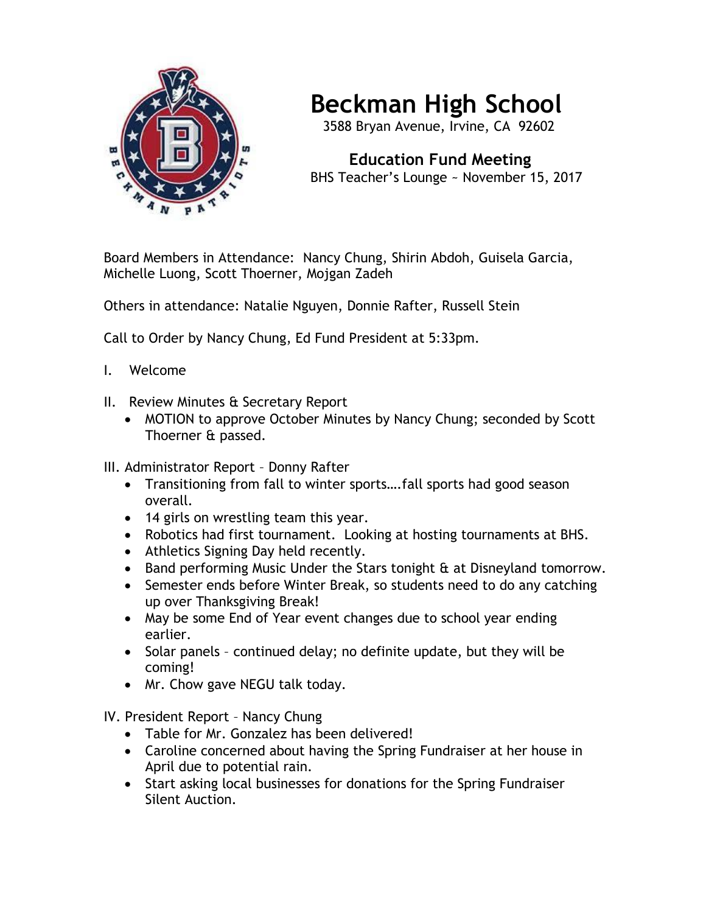# Beckman High School

3588 Bryan Avenue, Irvine, CA 92602

## Education Fund Meeting

BHS Teacher's Lounge ~ November 15, 2017

Board Members in Attendance: Nancy Chung, Shirin Abdoh, Guisela Garcia, Michelle Luong, Scott Thoerner, Mojgan Zadeh

Others in attendance: Natalie Nguyen, Donnie Rafter, Russell Stein

Call to Order by Nancy Chung, Ed Fund President at 5:33pm.

I. Welcome

II. Review Minutes & Secretary Report

- MOTION to approve October Minutes by Nancy Chung; seconded by Scott Thoerner & passed.

III. Administrator Report – Donny Rafter

- Transitioning from fall to winter sports….fall sports had good season overall.
- 14 girls on wrestling team this year.
- Robotics had first tournament. Looking at hosting tournaments at BHS.
- Athletics Signing Day held recently.
- Band performing Music Under the Stars tonight & at Disneyland tomorrow.
- Semester ends before Winter Break, so students need to do any catching up over Thanksgiving Break!
- May be some End of Year event changes due to school year ending earlier.
- Solar panels – continued delay; no definite update, but they will be coming!
- Mr. Chow gave NEGU talk today.

IV. President Report – Nancy Chung

- Table for Mr. Gonzalez has been delivered!
- Caroline concerned about having the Spring Fundraiser at her house in April due to potential rain.
- Start asking local businesses for donations for the Spring Fundraiser Silent Auction.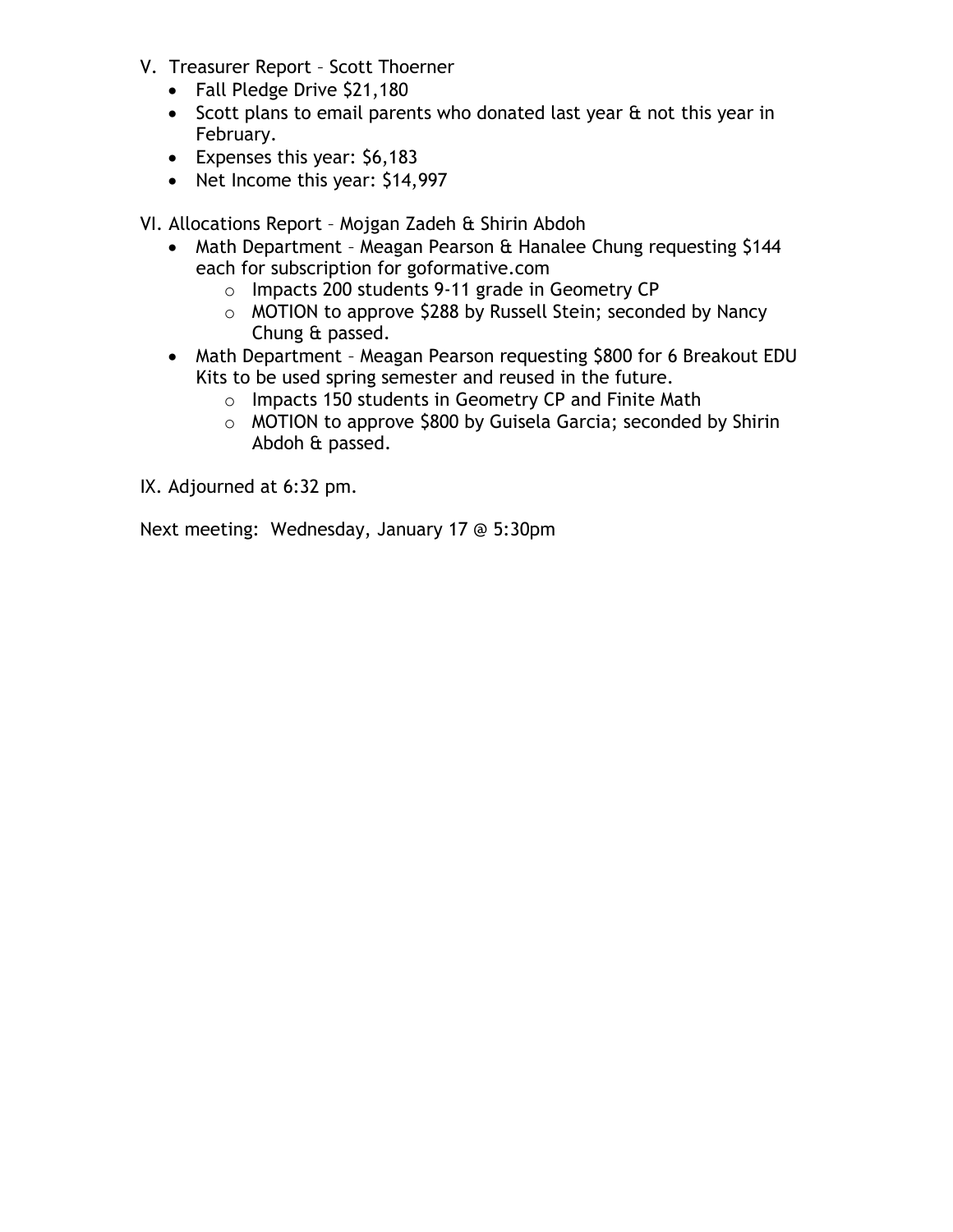V. Treasurer Report – Scott Thoerner
   - Fall Pledge Drive $21,180
   - Scott plans to email parents who donated last year & not this year in February.
   - Expenses this year: $6,183
   - Net Income this year: $14,997

VI. Allocations Report – Mojgan Zadeh & Shirin Abdoh
   - Math Department – Meagan Pearson & Hanalee Chung requesting $144 each for subscription for goformative.com
     - Impacts 200 students 9-11 grade in Geometry CP
     - MOTION to approve $288 by Russell Stein; seconded by Nancy Chung & passed.
   - Math Department – Meagan Pearson requesting $800 for 6 Breakout EDU Kits to be used spring semester and reused in the future.
     - Impacts 150 students in Geometry CP and Finite Math
     - MOTION to approve $800 by Guisela Garcia; seconded by Shirin Abdoh & passed.

IX. Adjourned at 6:32 pm.

Next meeting: Wednesday, January 17 @ 5:30pm